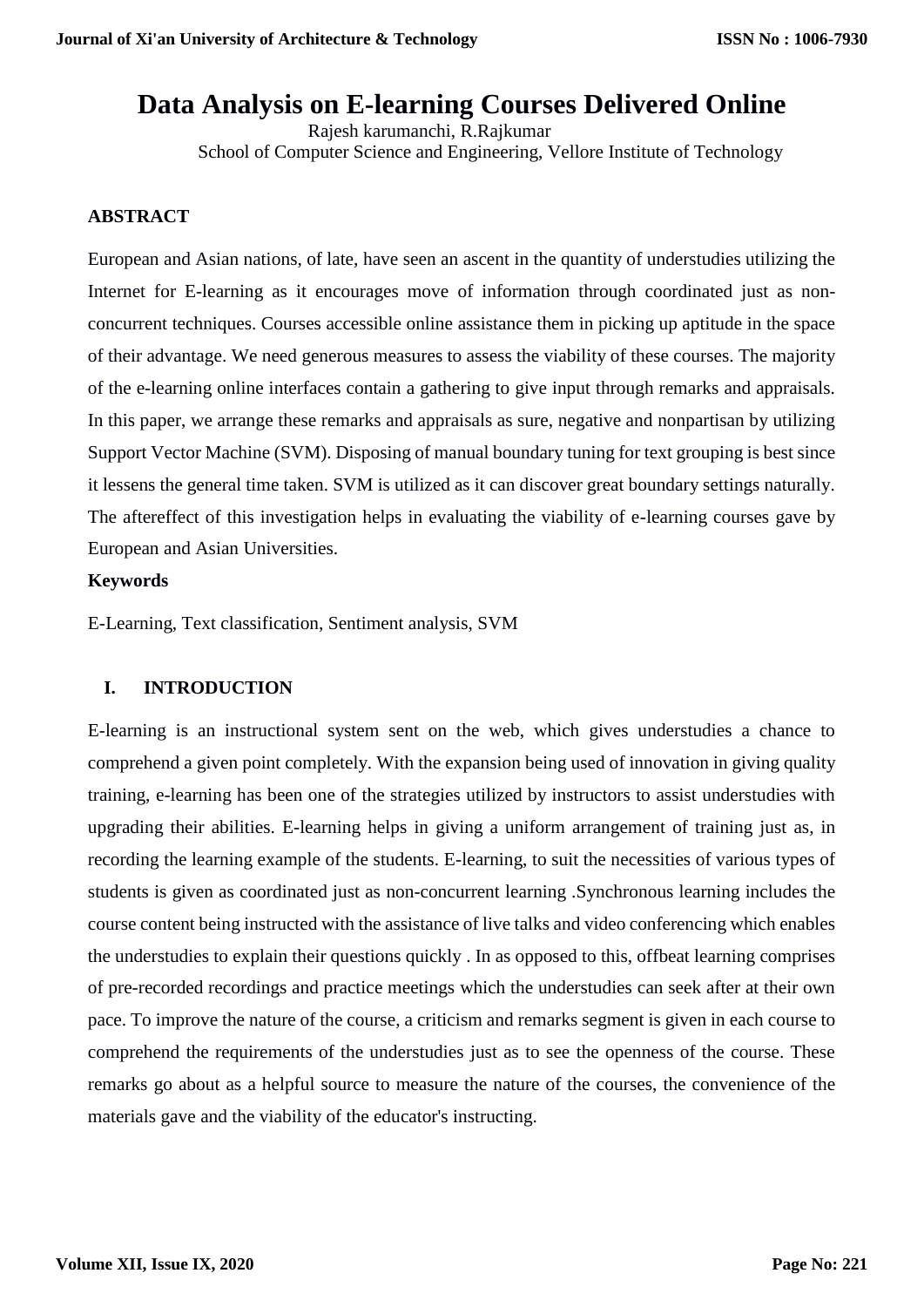# Data Analysis on E-learning Courses Delivered Online

Rajesh karumanchi, R.Rajkumar

School of Computer Science and Engineering, Vellore Institute of Technology

## ABSTRACT

European and Asian nations, of late, have seen an ascent in the quantity of understudies utilizing the Internet for E-learning as it encourages move of information through coordinated just as non-concurrent techniques. Courses accessible online assistance them in picking up aptitude in the space of their advantage. We need generous measures to assess the viability of these courses. The majority of the e-learning online interfaces contain a gathering to give input through remarks and appraisals. In this paper, we arrange these remarks and appraisals as sure, negative and nonpartisan by utilizing Support Vector Machine (SVM). Disposing of manual boundary tuning for text grouping is best since it lessens the general time taken. SVM is utilized as it can discover great boundary settings naturally. The aftereffect of this investigation helps in evaluating the viability of e-learning courses gave by European and Asian Universities.

**Keywords**

E-Learning, Text classification, Sentiment analysis, SVM

## I. INTRODUCTION

E-learning is an instructional system sent on the web, which gives understudies a chance to comprehend a given point completely. With the expansion being used of innovation in giving quality training, e-learning has been one of the strategies utilized by instructors to assist understudies with upgrading their abilities. E-learning helps in giving a uniform arrangement of training just as, in recording the learning example of the students. E-learning, to suit the necessities of various types of students is given as coordinated just as non-concurrent learning .Synchronous learning includes the course content being instructed with the assistance of live talks and video conferencing which enables the understudies to explain their questions quickly . In as opposed to this, offbeat learning comprises of pre-recorded recordings and practice meetings which the understudies can seek after at their own pace. To improve the nature of the course, a criticism and remarks segment is given in each course to comprehend the requirements of the understudies just as to see the openness of the course. These remarks go about as a helpful source to measure the nature of the courses, the convenience of the materials gave and the viability of the educator's instructing.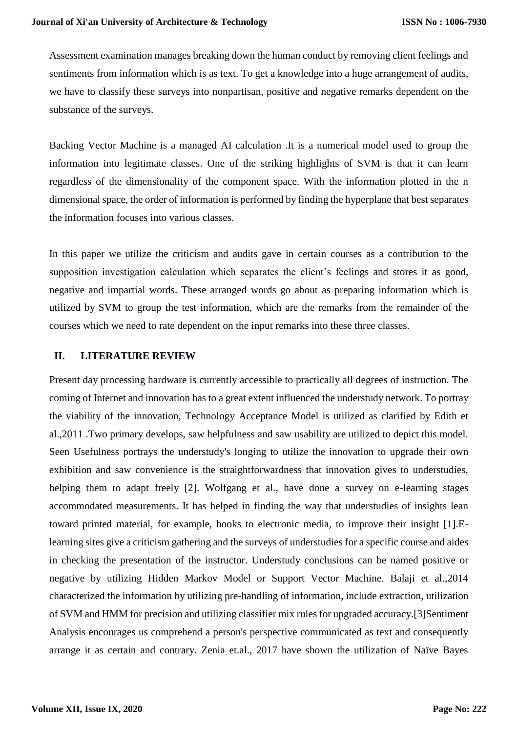Assessment examination manages breaking down the human conduct by removing client feelings and sentiments from information which is as text. To get a knowledge into a huge arrangement of audits, we have to classify these surveys into nonpartisan, positive and negative remarks dependent on the substance of the surveys.

Backing Vector Machine is a managed AI calculation .It is a numerical model used to group the information into legitimate classes. One of the striking highlights of SVM is that it can learn regardless of the dimensionality of the component space. With the information plotted in the n dimensional space, the order of information is performed by finding the hyperplane that best separates the information focuses into various classes.

In this paper we utilize the criticism and audits gave in certain courses as a contribution to the supposition investigation calculation which separates the client's feelings and stores it as good, negative and impartial words. These arranged words go about as preparing information which is utilized by SVM to group the test information, which are the remarks from the remainder of the courses which we need to rate dependent on the input remarks into these three classes.

## II. LITERATURE REVIEW

Present day processing hardware is currently accessible to practically all degrees of instruction. The coming of Internet and innovation has to a great extent influenced the understudy network. To portray the viability of the innovation, Technology Acceptance Model is utilized as clarified by Edith et al.,2011 .Two primary develops, saw helpfulness and saw usability are utilized to depict this model. Seen Usefulness portrays the understudy's longing to utilize the innovation to upgrade their own exhibition and saw convenience is the straightforwardness that innovation gives to understudies, helping them to adapt freely [2]. Wolfgang et al., have done a survey on e-learning stages accommodated measurements. It has helped in finding the way that understudies of insights lean toward printed material, for example, books to electronic media, to improve their insight [1].E-learning sites give a criticism gathering and the surveys of understudies for a specific course and aides in checking the presentation of the instructor. Understudy conclusions can be named positive or negative by utilizing Hidden Markov Model or Support Vector Machine. Balaji et al.,2014 characterized the information by utilizing pre-handling of information, include extraction, utilization of SVM and HMM for precision and utilizing classifier mix rules for upgraded accuracy.[3]Sentiment Analysis encourages us comprehend a person's perspective communicated as text and consequently arrange it as certain and contrary. Zenia et.al., 2017 have shown the utilization of Naïve Bayes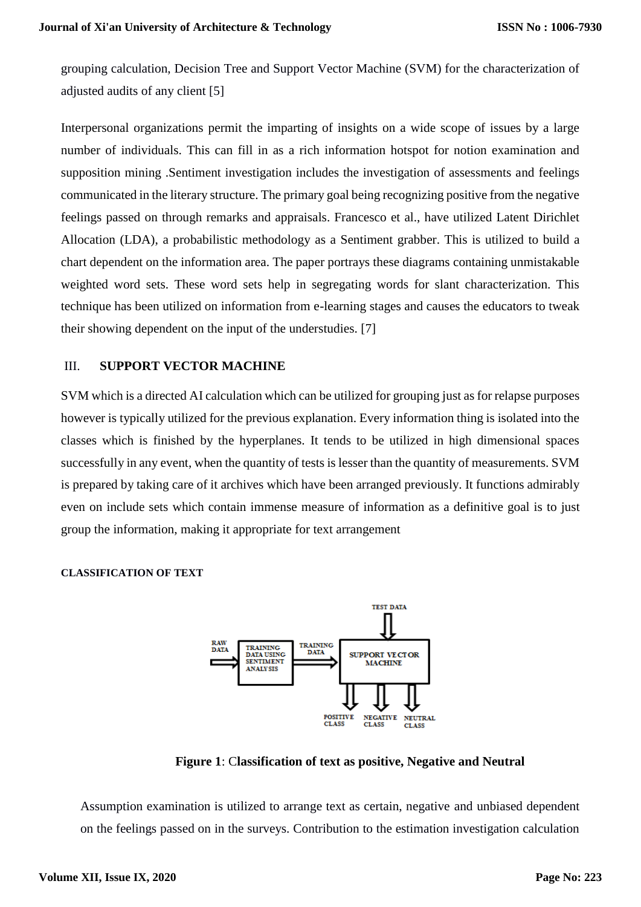grouping calculation, Decision Tree and Support Vector Machine (SVM) for the characterization of adjusted audits of any client [5]

Interpersonal organizations permit the imparting of insights on a wide scope of issues by a large number of individuals. This can fill in as a rich information hotspot for notion examination and supposition mining .Sentiment investigation includes the investigation of assessments and feelings communicated in the literary structure. The primary goal being recognizing positive from the negative feelings passed on through remarks and appraisals. Francesco et al., have utilized Latent Dirichlet Allocation (LDA), a probabilistic methodology as a Sentiment grabber. This is utilized to build a chart dependent on the information area. The paper portrays these diagrams containing unmistakable weighted word sets. These word sets help in segregating words for slant characterization. This technique has been utilized on information from e-learning stages and causes the educators to tweak their showing dependent on the input of the understudies. [7]

## III. SUPPORT VECTOR MACHINE

SVM which is a directed AI calculation which can be utilized for grouping just as for relapse purposes however is typically utilized for the previous explanation. Every information thing is isolated into the classes which is finished by the hyperplanes. It tends to be utilized in high dimensional spaces successfully in any event, when the quantity of tests is lesser than the quantity of measurements. SVM is prepared by taking care of it archives which have been arranged previously. It functions admirably even on include sets which contain immense measure of information as a definitive goal is to just group the information, making it appropriate for text arrangement

### CLASSIFICATION OF TEXT

RAW DATA → TRAINING DATA USING SENTIMENT ANALYSIS → TRAINING DATA → SUPPORT VECTOR MACHINE ← TEST DATA

SUPPORT VECTOR MACHINE → POSITIVE CLASS, NEGATIVE CLASS, NEUTRAL CLASS

**Figure 1**: **Classification of text as positive, Negative and Neutral**

Assumption examination is utilized to arrange text as certain, negative and unbiased dependent on the feelings passed on in the surveys. Contribution to the estimation investigation calculation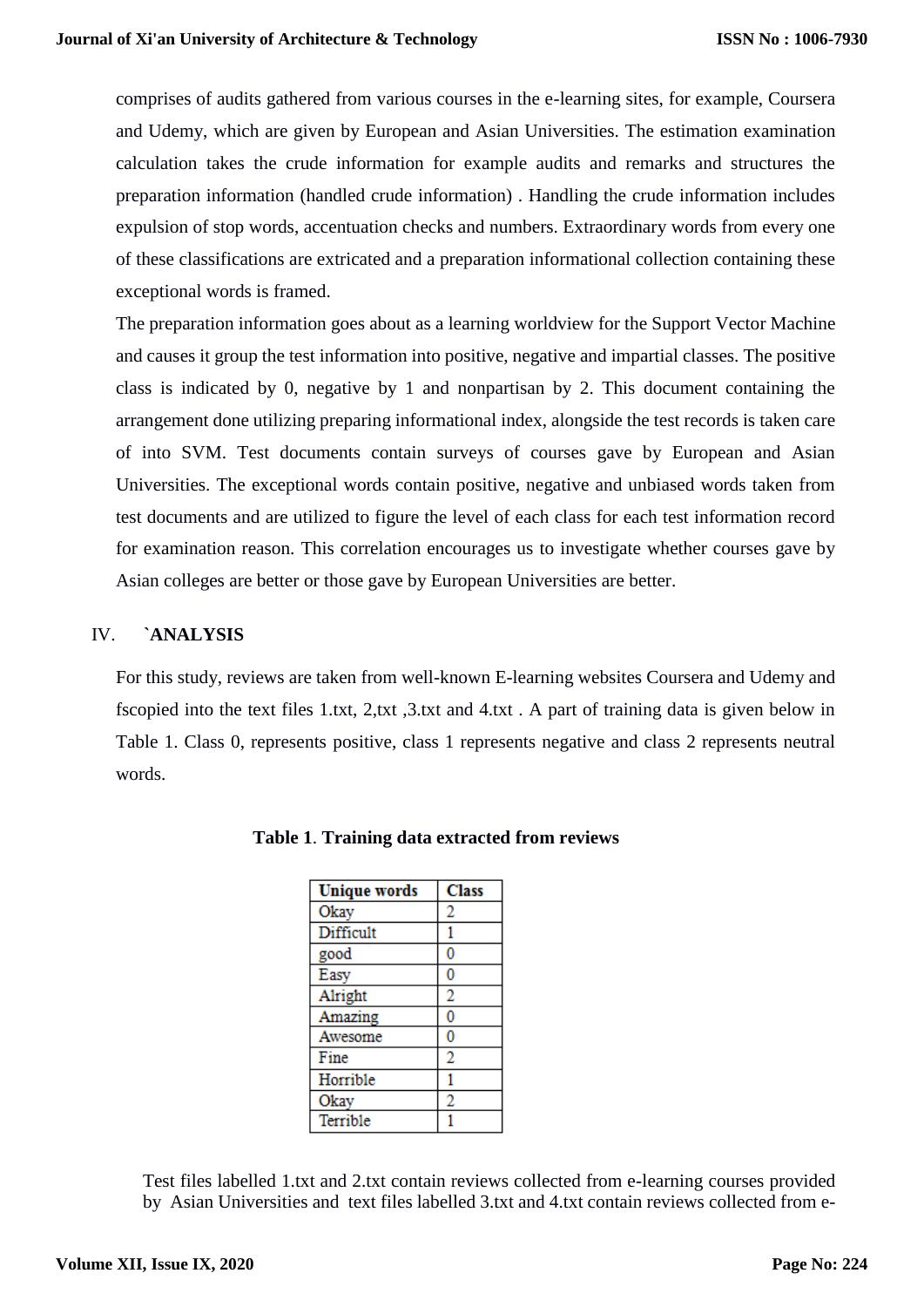comprises of audits gathered from various courses in the e-learning sites, for example, Coursera and Udemy, which are given by European and Asian Universities. The estimation examination calculation takes the crude information for example audits and remarks and structures the preparation information (handled crude information) . Handling the crude information includes expulsion of stop words, accentuation checks and numbers. Extraordinary words from every one of these classifications are extricated and a preparation informational collection containing these exceptional words is framed.

The preparation information goes about as a learning worldview for the Support Vector Machine and causes it group the test information into positive, negative and impartial classes. The positive class is indicated by 0, negative by 1 and nonpartisan by 2. This document containing the arrangement done utilizing preparing informational index, alongside the test records is taken care of into SVM. Test documents contain surveys of courses gave by European and Asian Universities. The exceptional words contain positive, negative and unbiased words taken from test documents and are utilized to figure the level of each class for each test information record for examination reason. This correlation encourages us to investigate whether courses gave by Asian colleges are better or those gave by European Universities are better.

## IV. `ANALYSIS

For this study, reviews are taken from well-known E-learning websites Coursera and Udemy and fscopied into the text files 1.txt, 2,txt ,3.txt and 4.txt . A part of training data is given below in Table 1. Class 0, represents positive, class 1 represents negative and class 2 represents neutral words.

**Table 1**. **Training data extracted from reviews**

| Unique words | Class |
|---|---|
| Okay | 2 |
| Difficult | 1 |
| good | 0 |
| Easy | 0 |
| Alright | 2 |
| Amazing | 0 |
| Awesome | 0 |
| Fine | 2 |
| Horrible | 1 |
| Okay | 2 |
| Terrible | 1 |

Test files labelled 1.txt and 2.txt contain reviews collected from e-learning courses provided by Asian Universities and text files labelled 3.txt and 4.txt contain reviews collected from e-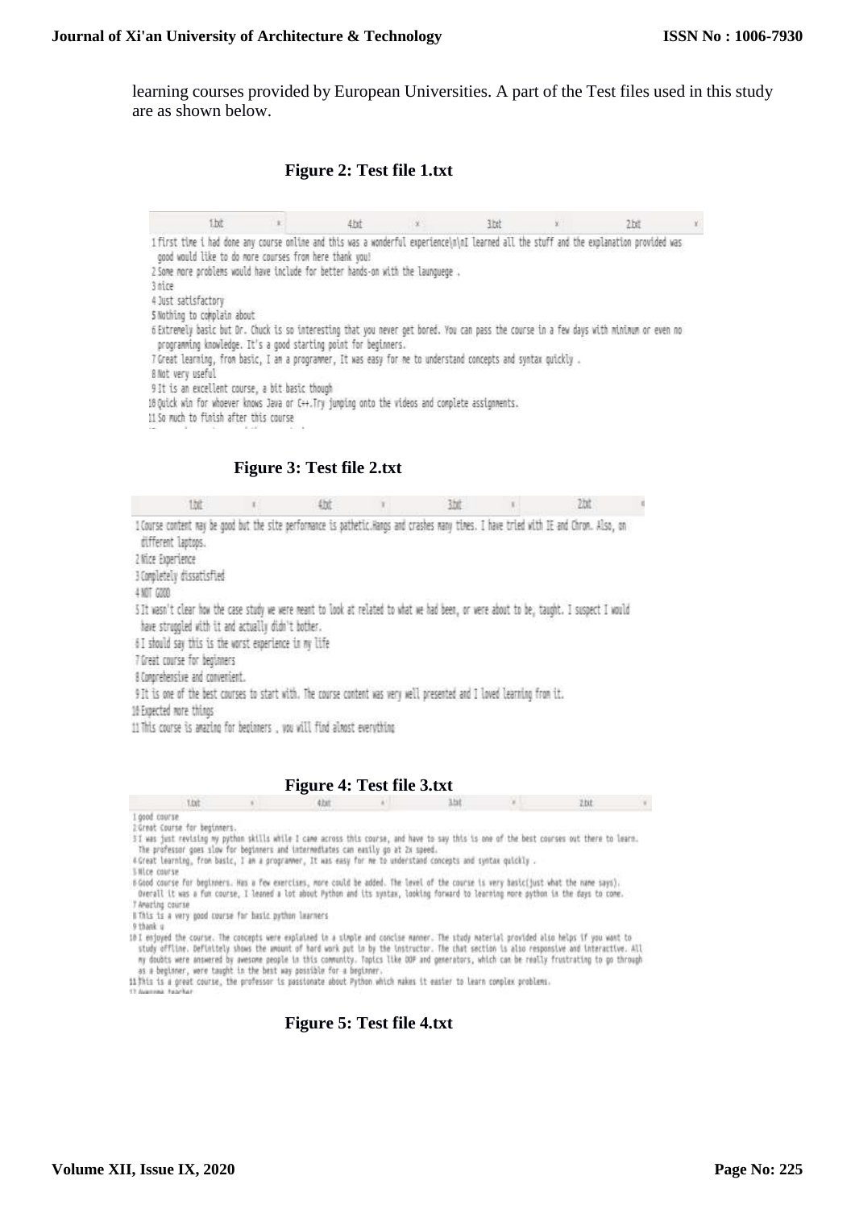learning courses provided by European Universities. A part of the Test files used in this study are as shown below.

**Figure 2: Test file 1.txt**

| 1.txt | 4.txt | 3.txt | 2.txt |
|---|---|---|---|

1 first time i had done any course online and this was a wonderful experience\n\nI learned all the stuff and the explanation provided was good would like to do more courses from here thank you!
2 Some more problems would have include for better hands-on with the launguege .
3 nice
4 Just satisfactory
5 Nothing to complain about
6 Extremely basic but Dr. Chuck is so interesting that you never get bored. You can pass the course in a few days with minimum or even no programming knowledge. It's a good starting point for beginners.
7 Great learning, from basic, I am a programmer, It was easy for me to understand concepts and syntax quickly .
8 Not very useful
9 It is an excellent course, a bit basic though
10 Quick win for whoever knows Java or C++.Try jumping onto the videos and complete assignments.
11 So much to finish after this course

**Figure 3: Test file 2.txt**

| 1.txt | 4.txt | 3.txt | 2.txt |
|---|---|---|---|

1 Course content may be good but the site performance is pathetic.Hangs and crashes many times. I have tried with IE and Chrom. Also, on different laptops.
2 Nice Experience
3 Completely dissatisfied
4 NOT GOOD
5 It wasn't clear how the case study we were meant to look at related to what we had been, or were about to be, taught. I suspect I would have struggled with it and actually didn't bother.
6 I should say this is the worst experience in my life
7 Great course for beginners
8 Comprehensive and convenient.
9 It is one of the best courses to start with. The course content was very well presented and I loved learning from it.
10 Expected more things
11 This course is amazing for beginners , you will find almost everything

**Figure 4: Test file 3.txt**

| 1.txt | 4.txt | 3.txt | 2.txt |
|---|---|---|---|

1 good course
2 Great Course for beginners.
3 I was just revising my python skills while I came across this course, and have to say this is one of the best courses out there to learn. The professor goes slow for beginners and intermediates can easily go at 2x speed.
4 Great learning, from basic, I am a programmer, It was easy for me to understand concepts and syntax quickly .
5 Nice course
6 Good course for beginners. Has a few exercises, more could be added. The level of the course is very basic(just what the name says). Overall it was a fun course, I leaned a lot about Python and its syntax, looking forward to learning more python in the days to come.
7 Amazing course
8 This is a very good course for basic python learners
9 thank u
10 I enjoyed the course. The concepts were explained in a simple and concise manner. The study material provided also helps if you want to study offline. Definitely shows the amount of hard work put in by the instructor. The chat section is also responsive and interactive. All my doubts were answered by awesome people in this community. Topics like OOP and generators, which can be really frustrating to go through as a beginner, were taught in the best way possible for a beginner.
11 This is a great course, the professor is passionate about Python which makes it easier to learn complex problems.
12 Awesome teacher

**Figure 5: Test file 4.txt**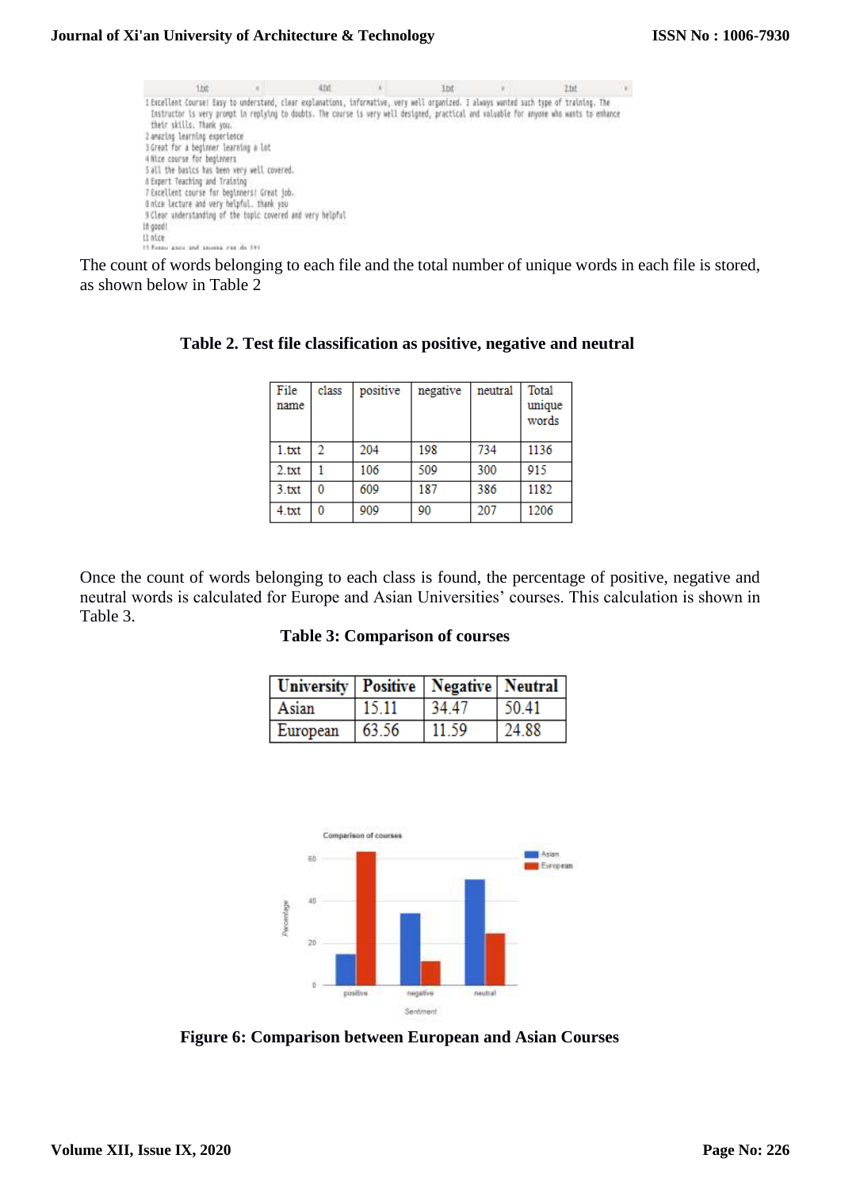The count of words belonging to each file and the total number of unique words in each file is stored, as shown below in Table 2

**Table 2. Test file classification as positive, negative and neutral**

| File name | class | positive | negative | neutral | Total unique words |
|---|---|---|---|---|---|
| 1.txt | 2 | 204 | 198 | 734 | 1136 |
| 2.txt | 1 | 106 | 509 | 300 | 915 |
| 3.txt | 0 | 609 | 187 | 386 | 1182 |
| 4.txt | 0 | 909 | 90 | 207 | 1206 |

Once the count of words belonging to each class is found, the percentage of positive, negative and neutral words is calculated for Europe and Asian Universities' courses. This calculation is shown in Table 3.

**Table 3: Comparison of courses**

| University | Positive | Negative | Neutral |
|---|---|---|---|
| Asian | 15.11 | 34.47 | 50.41 |
| European | 63.56 | 11.59 | 24.88 |

**Figure 6: Comparison between European and Asian Courses**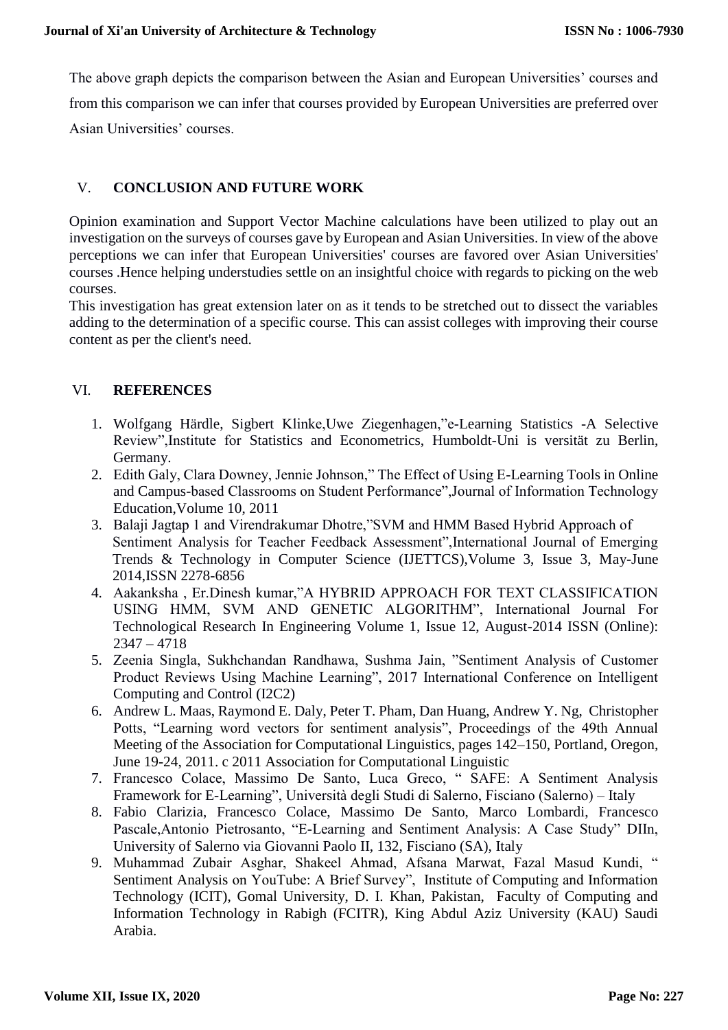The above graph depicts the comparison between the Asian and European Universities' courses and from this comparison we can infer that courses provided by European Universities are preferred over Asian Universities' courses.

## V. CONCLUSION AND FUTURE WORK

Opinion examination and Support Vector Machine calculations have been utilized to play out an investigation on the surveys of courses gave by European and Asian Universities. In view of the above perceptions we can infer that European Universities' courses are favored over Asian Universities' courses .Hence helping understudies settle on an insightful choice with regards to picking on the web courses.

This investigation has great extension later on as it tends to be stretched out to dissect the variables adding to the determination of a specific course. This can assist colleges with improving their course content as per the client's need.

## VI. REFERENCES

1. Wolfgang Härdle, Sigbert Klinke,Uwe Ziegenhagen,"e-Learning Statistics -A Selective Review",Institute for Statistics and Econometrics, Humboldt-Uni is versität zu Berlin, Germany.
2. Edith Galy, Clara Downey, Jennie Johnson," The Effect of Using E-Learning Tools in Online and Campus-based Classrooms on Student Performance",Journal of Information Technology Education,Volume 10, 2011
3. Balaji Jagtap 1 and Virendrakumar Dhotre,"SVM and HMM Based Hybrid Approach of Sentiment Analysis for Teacher Feedback Assessment",International Journal of Emerging Trends & Technology in Computer Science (IJETTCS),Volume 3, Issue 3, May-June 2014,ISSN 2278-6856
4. Aakanksha , Er.Dinesh kumar,"A HYBRID APPROACH FOR TEXT CLASSIFICATION USING HMM, SVM AND GENETIC ALGORITHM", International Journal For Technological Research In Engineering Volume 1, Issue 12, August-2014 ISSN (Online): 2347 – 4718
5. Zeenia Singla, Sukhchandan Randhawa, Sushma Jain, "Sentiment Analysis of Customer Product Reviews Using Machine Learning", 2017 International Conference on Intelligent Computing and Control (I2C2)
6. Andrew L. Maas, Raymond E. Daly, Peter T. Pham, Dan Huang, Andrew Y. Ng, Christopher Potts, "Learning word vectors for sentiment analysis", Proceedings of the 49th Annual Meeting of the Association for Computational Linguistics, pages 142–150, Portland, Oregon, June 19-24, 2011. c 2011 Association for Computational Linguistic
7. Francesco Colace, Massimo De Santo, Luca Greco, " SAFE: A Sentiment Analysis Framework for E-Learning", Università degli Studi di Salerno, Fisciano (Salerno) – Italy
8. Fabio Clarizia, Francesco Colace, Massimo De Santo, Marco Lombardi, Francesco Pascale,Antonio Pietrosanto, "E-Learning and Sentiment Analysis: A Case Study" DIIn, University of Salerno via Giovanni Paolo II, 132, Fisciano (SA), Italy
9. Muhammad Zubair Asghar, Shakeel Ahmad, Afsana Marwat, Fazal Masud Kundi, " Sentiment Analysis on YouTube: A Brief Survey", Institute of Computing and Information Technology (ICIT), Gomal University, D. I. Khan, Pakistan, Faculty of Computing and Information Technology in Rabigh (FCITR), King Abdul Aziz University (KAU) Saudi Arabia.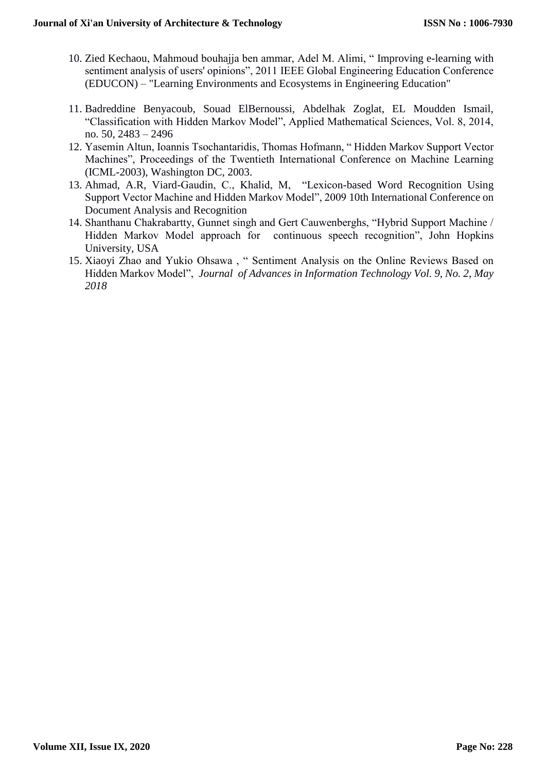10. Zied Kechaou, Mahmoud bouhajja ben ammar, Adel M. Alimi, " Improving e-learning with sentiment analysis of users' opinions", 2011 IEEE Global Engineering Education Conference (EDUCON) – "Learning Environments and Ecosystems in Engineering Education"

11. Badreddine Benyacoub, Souad ElBernoussi, Abdelhak Zoglat, EL Moudden Ismail, "Classification with Hidden Markov Model", Applied Mathematical Sciences, Vol. 8, 2014, no. 50, 2483 – 2496
12. Yasemin Altun, Ioannis Tsochantaridis, Thomas Hofmann, " Hidden Markov Support Vector Machines", Proceedings of the Twentieth International Conference on Machine Learning (ICML-2003), Washington DC, 2003.
13. Ahmad, A.R, Viard-Gaudin, C., Khalid, M, "Lexicon-based Word Recognition Using Support Vector Machine and Hidden Markov Model", 2009 10th International Conference on Document Analysis and Recognition
14. Shanthanu Chakrabartty, Gunnet singh and Gert Cauwenberghs, "Hybrid Support Machine / Hidden Markov Model approach for continuous speech recognition", John Hopkins University, USA
15. Xiaoyi Zhao and Yukio Ohsawa , " Sentiment Analysis on the Online Reviews Based on Hidden Markov Model", *Journal of Advances in Information Technology Vol. 9, No. 2, May 2018*